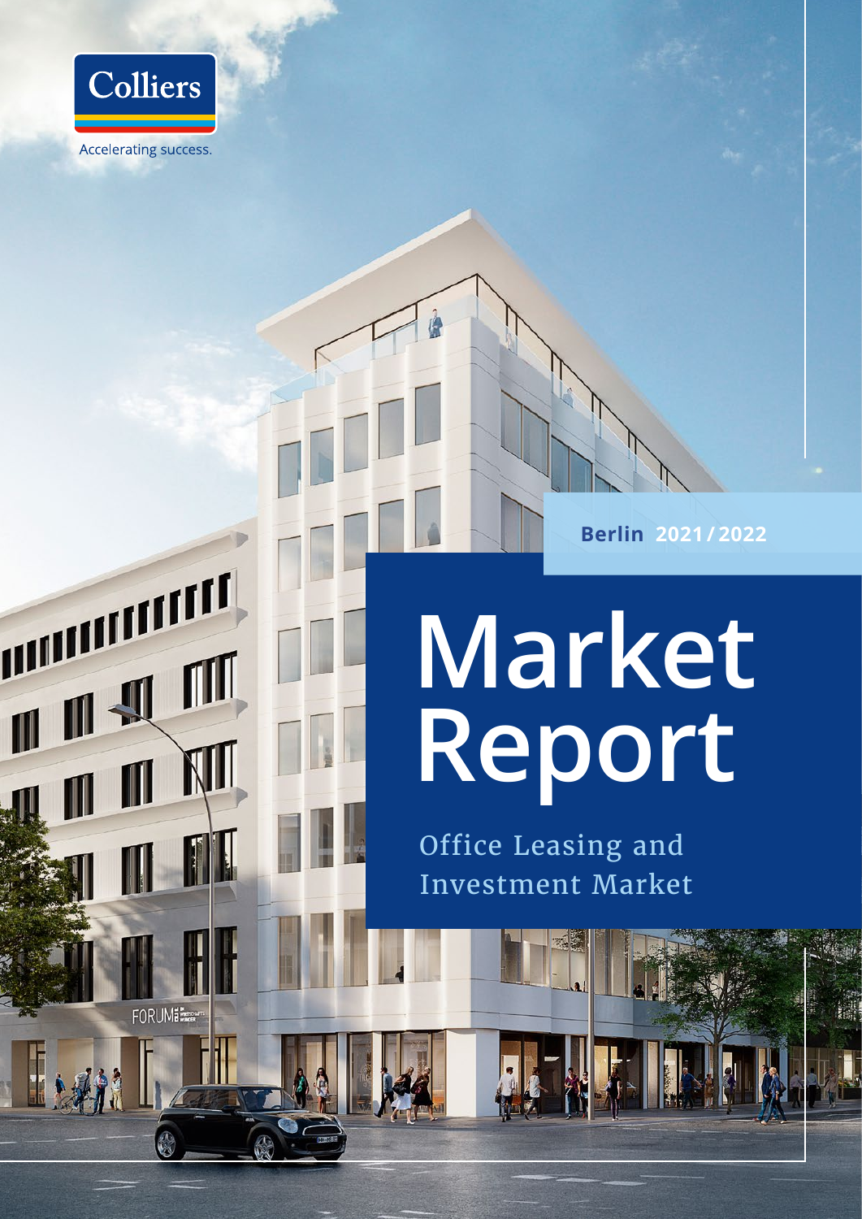Colliers

Accelerating success.

Berlin 2021 / 2022

# Market Report

Office Leasing and Investment Market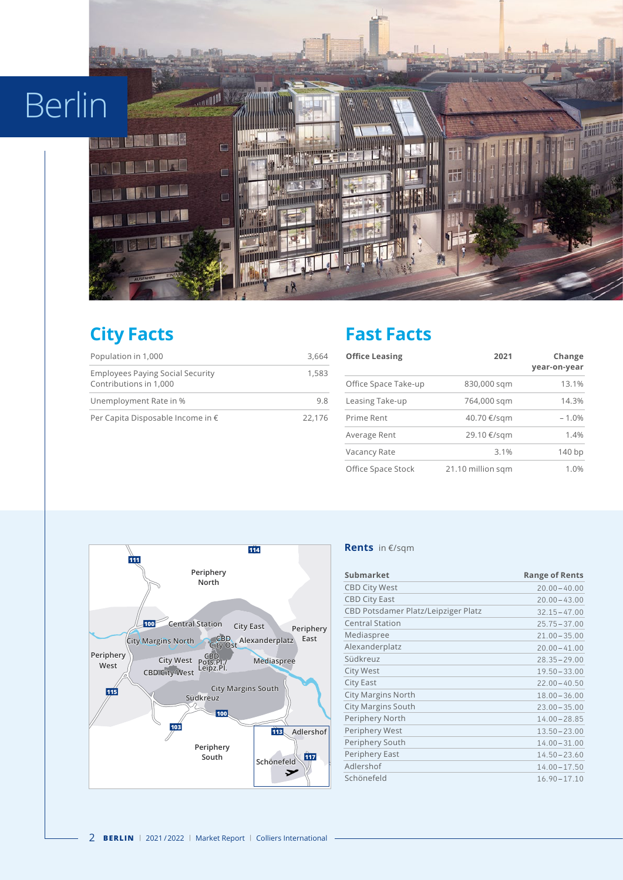# Berlin

## City Facts

| | |
|---|---|
| Population in 1,000 | 3,664 |
| Employees Paying Social Security Contributions in 1,000 | 1,583 |
| Unemployment Rate in % | 9.8 |
| Per Capita Disposable Income in € | 22,176 |

## Fast Facts

| Office Leasing | 2021 | Change year-on-year |
|---|---|---|
| Office Space Take-up | 830,000 sqm | 13.1% |
| Leasing Take-up | 764,000 sqm | 14.3% |
| Prime Rent | 40.70 €/sqm | – 1.0% |
| Average Rent | 29.10 €/sqm | 1.4% |
| Vacancy Rate | 3.1% | 140 bp |
| Office Space Stock | 21.10 million sqm | 1.0% |

111
114
Periphery North
100
Central Station
City East
Periphery East
City Margins North
CBD City Ost
Alexanderplatz
Periphery West
City West
CBD Pots.Pl./Leipz.Pl.
Mediaspree
CBD City West
115
City Margins South
Südkreuz
100
103
113
Adlershof
Periphery South
Schönefeld
117

**Rents** in €/sqm

| Submarket | Range of Rents |
|---|---|
| CBD City West | 20.00 – 40.00 |
| CBD City East | 20.00 – 43.00 |
| CBD Potsdamer Platz/Leipziger Platz | 32.15 – 47.00 |
| Central Station | 25.75 – 37.00 |
| Mediaspree | 21.00 – 35.00 |
| Alexanderplatz | 20.00 – 41.00 |
| Südkreuz | 28.35 – 29.00 |
| City West | 19.50 – 33.00 |
| City East | 22.00 – 40.50 |
| City Margins North | 18.00 – 36.00 |
| City Margins South | 23.00 – 35.00 |
| Periphery North | 14.00 – 28.85 |
| Periphery West | 13.50 – 23.00 |
| Periphery South | 14.00 – 31.00 |
| Periphery East | 14.50 – 23.60 |
| Adlershof | 14.00 – 17.50 |
| Schönefeld | 16.90 – 17.10 |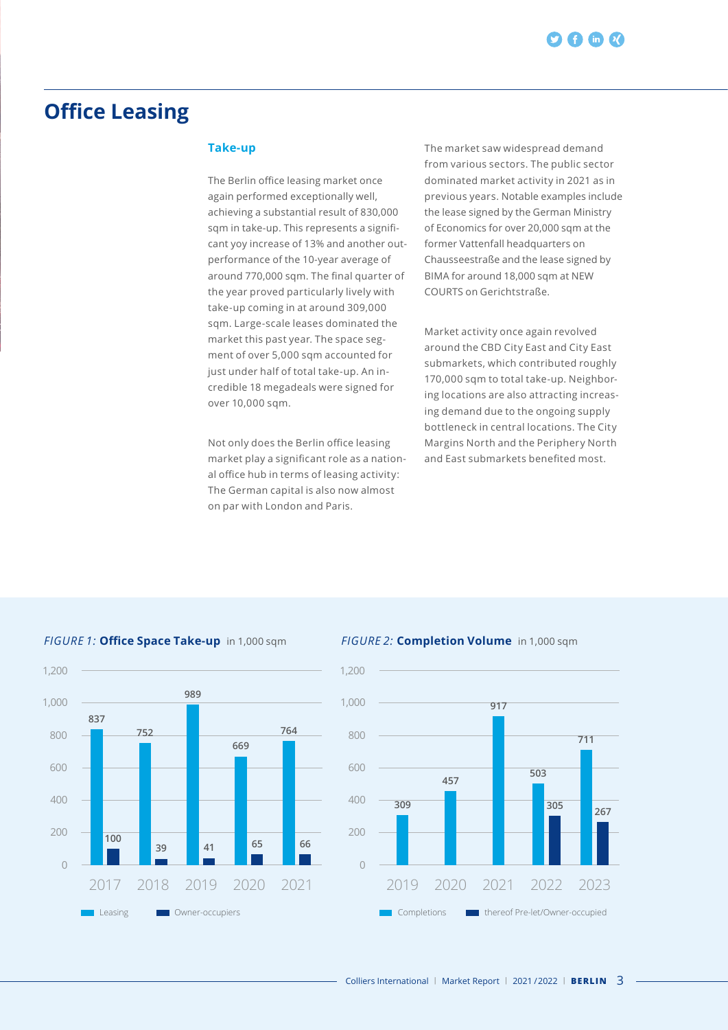# Office Leasing

### Take-up

The Berlin office leasing market once again performed exceptionally well, achieving a substantial result of 830,000 sqm in take-up. This represents a significant yoy increase of 13% and another outperformance of the 10-year average of around 770,000 sqm. The final quarter of the year proved particularly lively with take-up coming in at around 309,000 sqm. Large-scale leases dominated the market this past year. The space segment of over 5,000 sqm accounted for just under half of total take-up. An incredible 18 megadeals were signed for over 10,000 sqm.

Not only does the Berlin office leasing market play a significant role as a national office hub in terms of leasing activity: The German capital is also now almost on par with London and Paris.

The market saw widespread demand from various sectors. The public sector dominated market activity in 2021 as in previous years. Notable examples include the lease signed by the German Ministry of Economics for over 20,000 sqm at the former Vattenfall headquarters on Chausseestraße and the lease signed by BIMA for around 18,000 sqm at NEW COURTS on Gerichtstraße.

Market activity once again revolved around the CBD City East and City East submarkets, which contributed roughly 170,000 sqm to total take-up. Neighboring locations are also attracting increasing demand due to the ongoing supply bottleneck in central locations. The City Margins North and the Periphery North and East submarkets benefited most.

*FIGURE 1:* **Office Space Take-up** in 1,000 sqm

1,200
1,000
800
600
400
200
0

2017: 837, 100
2018: 752, 39
2019: 989, 41
2020: 669, 65
2021: 764, 66

Leasing
Owner-occupiers

*FIGURE 2:* **Completion Volume** in 1,000 sqm

1,200
1,000
800
600
400
200
0

2019: 309
2020: 457
2021: 917
2022: 503, 305
2023: 711, 267

Completions
thereof Pre-let/Owner-occupied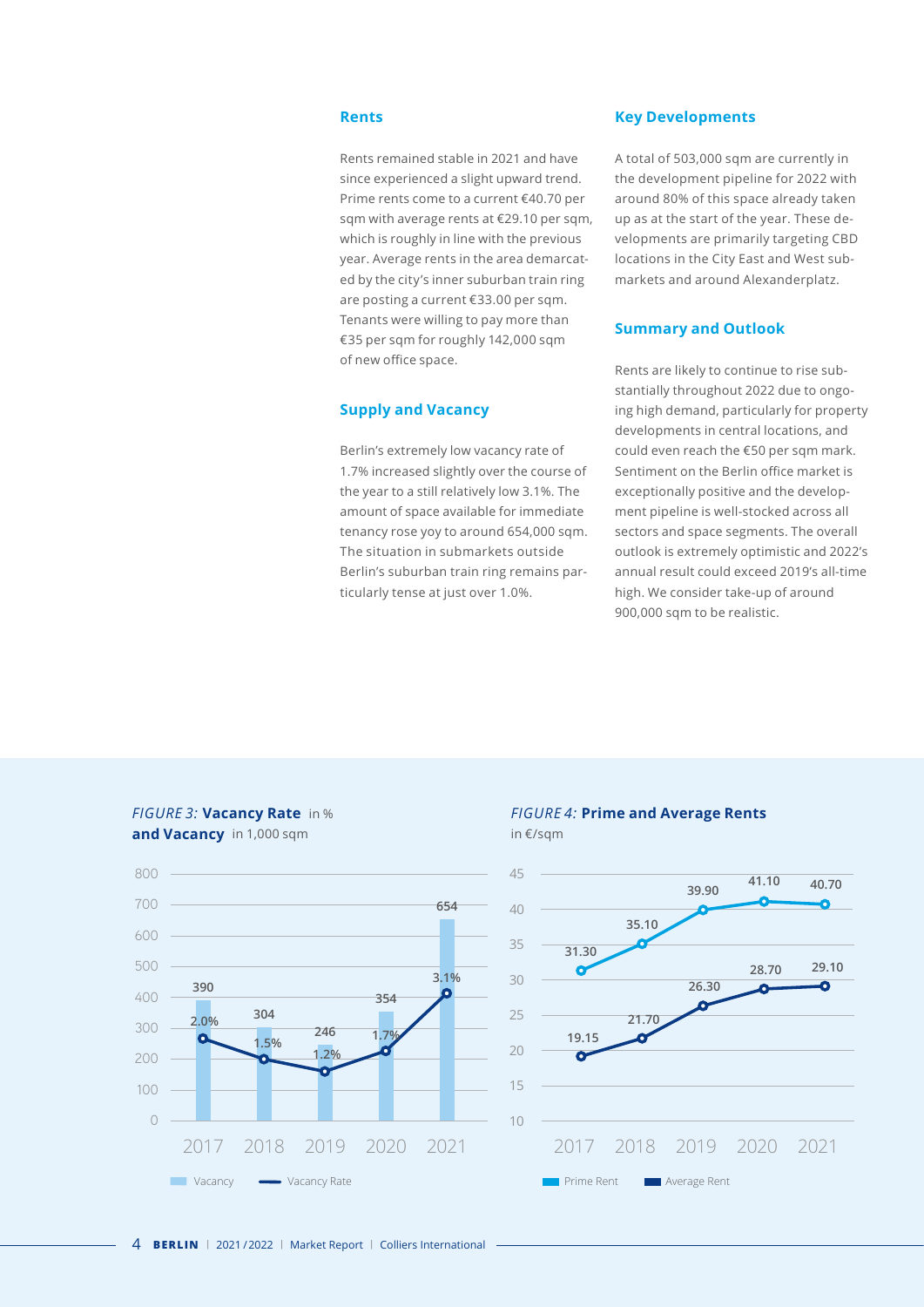## Rents

Rents remained stable in 2021 and have since experienced a slight upward trend. Prime rents come to a current €40.70 per sqm with average rents at €29.10 per sqm, which is roughly in line with the previous year. Average rents in the area demarcated by the city's inner suburban train ring are posting a current €33.00 per sqm. Tenants were willing to pay more than €35 per sqm for roughly 142,000 sqm of new office space.

## Supply and Vacancy

Berlin's extremely low vacancy rate of 1.7% increased slightly over the course of the year to a still relatively low 3.1%. The amount of space available for immediate tenancy rose yoy to around 654,000 sqm. The situation in submarkets outside Berlin's suburban train ring remains particularly tense at just over 1.0%.

## Key Developments

A total of 503,000 sqm are currently in the development pipeline for 2022 with around 80% of this space already taken up as at the start of the year. These developments are primarily targeting CBD locations in the City East and West submarkets and around Alexanderplatz.

## Summary and Outlook

Rents are likely to continue to rise substantially throughout 2022 due to ongoing high demand, particularly for property developments in central locations, and could even reach the €50 per sqm mark. Sentiment on the Berlin office market is exceptionally positive and the development pipeline is well-stocked across all sectors and space segments. The overall outlook is extremely optimistic and 2022's annual result could exceed 2019's all-time high. We consider take-up of around 900,000 sqm to be realistic.

*FIGURE 3:* **Vacancy Rate** in % **and Vacancy** in 1,000 sqm

800
700
600
500
400
300
200
100
0

390 2.0%
304 1.5%
246 1.2%
354 1.7%
654 3.1%

2017 2018 2019 2020 2021

Vacancy
Vacancy Rate

*FIGURE 4:* **Prime and Average Rents** in €/sqm

45
40
35
30
25
20
15
10

31.30 35.10 39.90 41.10 40.70
19.15 21.70 26.30 28.70 29.10

2017 2018 2019 2020 2021

Prime Rent
Average Rent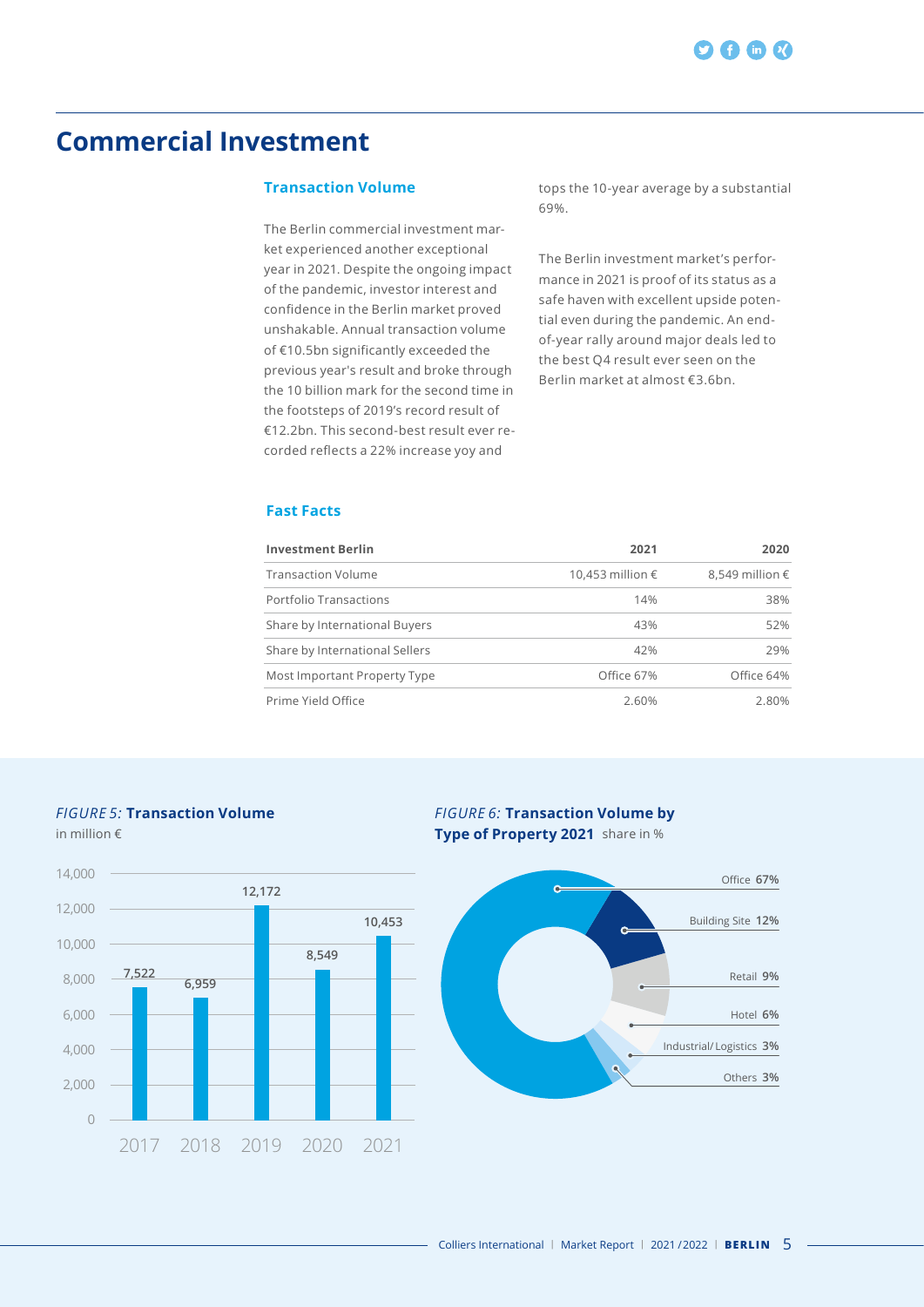# Commercial Investment

### Transaction Volume

The Berlin commercial investment market experienced another exceptional year in 2021. Despite the ongoing impact of the pandemic, investor interest and confidence in the Berlin market proved unshakable. Annual transaction volume of €10.5bn significantly exceeded the previous year's result and broke through the 10 billion mark for the second time in the footsteps of 2019's record result of €12.2bn. This second-best result ever recorded reflects a 22% increase yoy and tops the 10-year average by a substantial 69%.

The Berlin investment market's performance in 2021 is proof of its status as a safe haven with excellent upside potential even during the pandemic. An end-of-year rally around major deals led to the best Q4 result ever seen on the Berlin market at almost €3.6bn.

### Fast Facts

| Investment Berlin | 2021 | 2020 |
|---|---|---|
| Transaction Volume | 10,453 million € | 8,549 million € |
| Portfolio Transactions | 14% | 38% |
| Share by International Buyers | 43% | 52% |
| Share by International Sellers | 42% | 29% |
| Most Important Property Type | Office 67% | Office 64% |
| Prime Yield Office | 2.60% | 2.80% |

*FIGURE 5:* **Transaction Volume**
in million €

14,000
12,000
10,000
8,000
6,000
4,000
2,000
0

7,522
6,959
12,172
8,549
10,453

2017 2018 2019 2020 2021

*FIGURE 6:* **Transaction Volume by Type of Property 2021** share in %

Office **67%**
Building Site **12%**
Retail **9%**
Hotel **6%**
Industrial/ Logistics **3%**
Others **3%**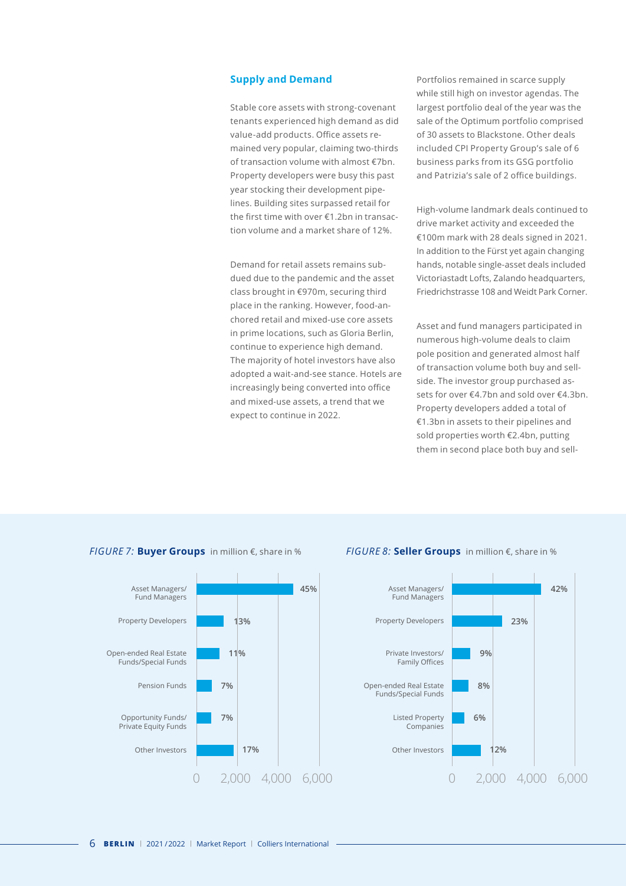## Supply and Demand

Stable core assets with strong-covenant tenants experienced high demand as did value-add products. Office assets remained very popular, claiming two-thirds of transaction volume with almost €7bn. Property developers were busy this past year stocking their development pipelines. Building sites surpassed retail for the first time with over €1.2bn in transaction volume and a market share of 12%.

Demand for retail assets remains subdued due to the pandemic and the asset class brought in €970m, securing third place in the ranking. However, food-anchored retail and mixed-use core assets in prime locations, such as Gloria Berlin, continue to experience high demand. The majority of hotel investors have also adopted a wait-and-see stance. Hotels are increasingly being converted into office and mixed-use assets, a trend that we expect to continue in 2022.

Portfolios remained in scarce supply while still high on investor agendas. The largest portfolio deal of the year was the sale of the Optimum portfolio comprised of 30 assets to Blackstone. Other deals included CPI Property Group's sale of 6 business parks from its GSG portfolio and Patrizia's sale of 2 office buildings.

High-volume landmark deals continued to drive market activity and exceeded the €100m mark with 28 deals signed in 2021. In addition to the Fürst yet again changing hands, notable single-asset deals included Victoriastadt Lofts, Zalando headquarters, Friedrichstrasse 108 and Weidt Park Corner.

Asset and fund managers participated in numerous high-volume deals to claim pole position and generated almost half of transaction volume both buy and sell-side. The investor group purchased assets for over €4.7bn and sold over €4.3bn. Property developers added a total of €1.3bn in assets to their pipelines and sold properties worth €2.4bn, putting them in second place both buy and sell-

*FIGURE 7:* **Buyer Groups** in million €, share in %

Asset Managers/ Fund Managers 45%
Property Developers 13%
Open-ended Real Estate Funds/Special Funds 11%
Pension Funds 7%
Opportunity Funds/ Private Equity Funds 7%
Other Investors 17%
0 2,000 4,000 6,000

*FIGURE 8:* **Seller Groups** in million €, share in %

Asset Managers/ Fund Managers 42%
Property Developers 23%
Private Investors/ Family Offices 9%
Open-ended Real Estate Funds/Special Funds 8%
Listed Property Companies 6%
Other Investors 12%
0 2,000 4,000 6,000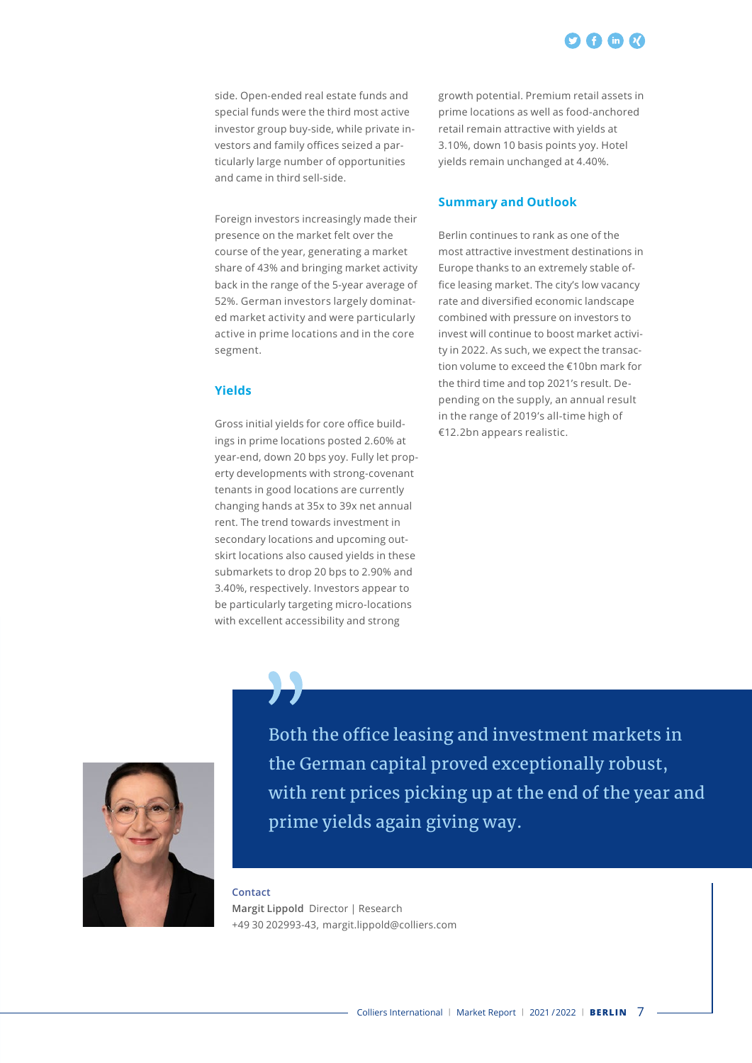side. Open-ended real estate funds and special funds were the third most active investor group buy-side, while private investors and family offices seized a particularly large number of opportunities and came in third sell-side.

Foreign investors increasingly made their presence on the market felt over the course of the year, generating a market share of 43% and bringing market activity back in the range of the 5-year average of 52%. German investors largely dominated market activity and were particularly active in prime locations and in the core segment.

## Yields

Gross initial yields for core office buildings in prime locations posted 2.60% at year-end, down 20 bps yoy. Fully let property developments with strong-covenant tenants in good locations are currently changing hands at 35x to 39x net annual rent. The trend towards investment in secondary locations and upcoming outskirt locations also caused yields in these submarkets to drop 20 bps to 2.90% and 3.40%, respectively. Investors appear to be particularly targeting micro-locations with excellent accessibility and strong growth potential. Premium retail assets in prime locations as well as food-anchored retail remain attractive with yields at 3.10%, down 10 basis points yoy. Hotel yields remain unchanged at 4.40%.

## Summary and Outlook

Berlin continues to rank as one of the most attractive investment destinations in Europe thanks to an extremely stable office leasing market. The city's low vacancy rate and diversified economic landscape combined with pressure on investors to invest will continue to boost market activity in 2022. As such, we expect the transaction volume to exceed the €10bn mark for the third time and top 2021's result. Depending on the supply, an annual result in the range of 2019's all-time high of €12.2bn appears realistic.

> Both the office leasing and investment markets in the German capital proved exceptionally robust, with rent prices picking up at the end of the year and prime yields again giving way.

**Contact**

**Margit Lippold** Director | Research
+49 30 202993-43, margit.lippold@colliers.com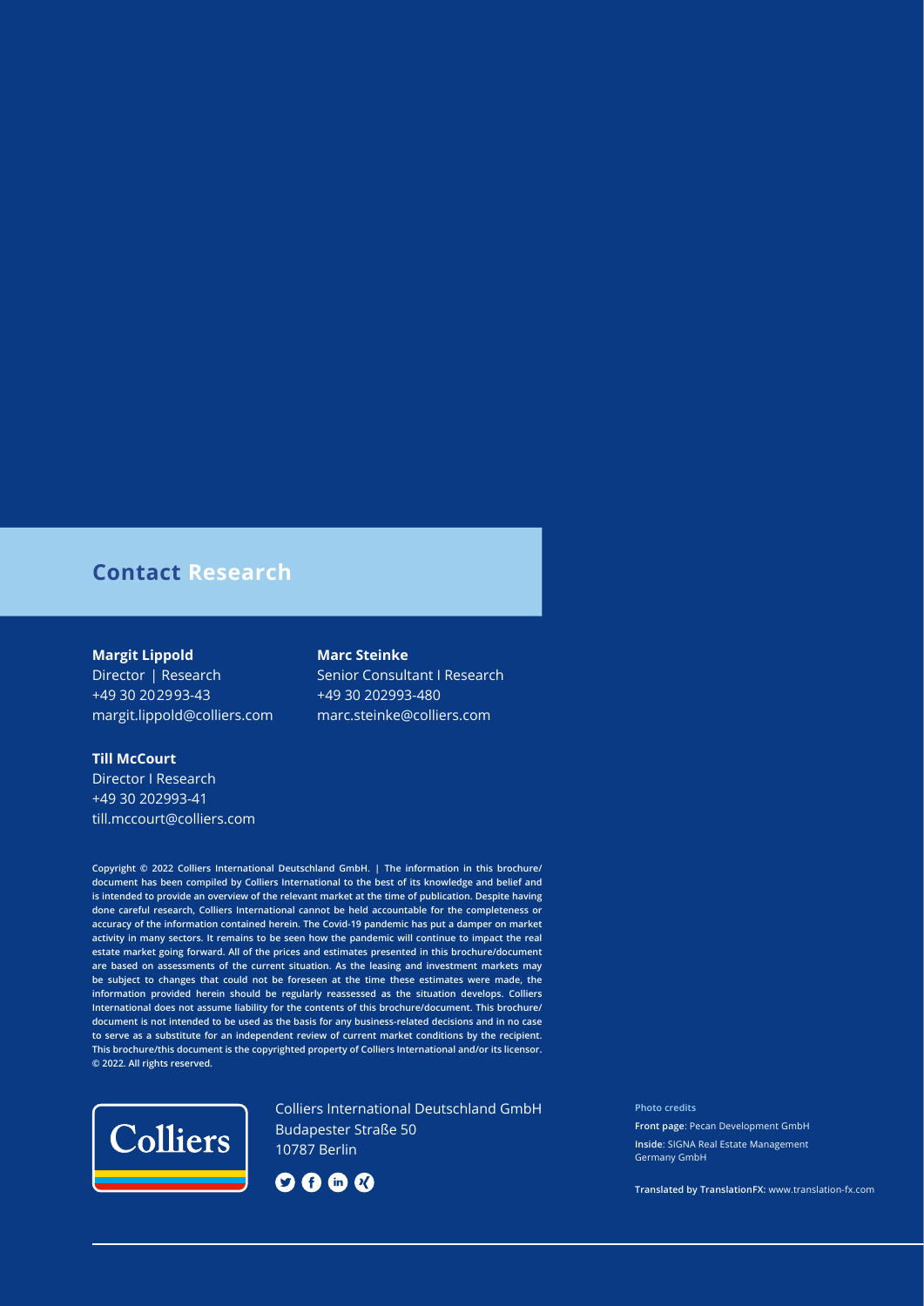## Contact Research

**Margit Lippold**
Director | Research
+49 30 202993-43
margit.lippold@colliers.com

**Marc Steinke**
Senior Consultant I Research
+49 30 202993-480
marc.steinke@colliers.com

**Till McCourt**
Director I Research
+49 30 202993-41
till.mccourt@colliers.com

**Copyright © 2022 Colliers International Deutschland GmbH. | The information in this brochure/document has been compiled by Colliers International to the best of its knowledge and belief and is intended to provide an overview of the relevant market at the time of publication. Despite having done careful research, Colliers International cannot be held accountable for the completeness or accuracy of the information contained herein. The Covid-19 pandemic has put a damper on market activity in many sectors. It remains to be seen how the pandemic will continue to impact the real estate market going forward. All of the prices and estimates presented in this brochure/document are based on assessments of the current situation. As the leasing and investment markets may be subject to changes that could not be foreseen at the time these estimates were made, the information provided herein should be regularly reassessed as the situation develops. Colliers International does not assume liability for the contents of this brochure/document. This brochure/document is not intended to be used as the basis for any business-related decisions and in no case to serve as a substitute for an independent review of current market conditions by the recipient. This brochure/this document is the copyrighted property of Colliers International and/or its licensor. © 2022. All rights reserved.**

Colliers

Colliers International Deutschland GmbH
Budapester Straße 50
10787 Berlin

**Photo credits**

**Front page**: Pecan Development GmbH

**Inside**: SIGNA Real Estate Management Germany GmbH

**Translated by TranslationFX:** www.translation-fx.com